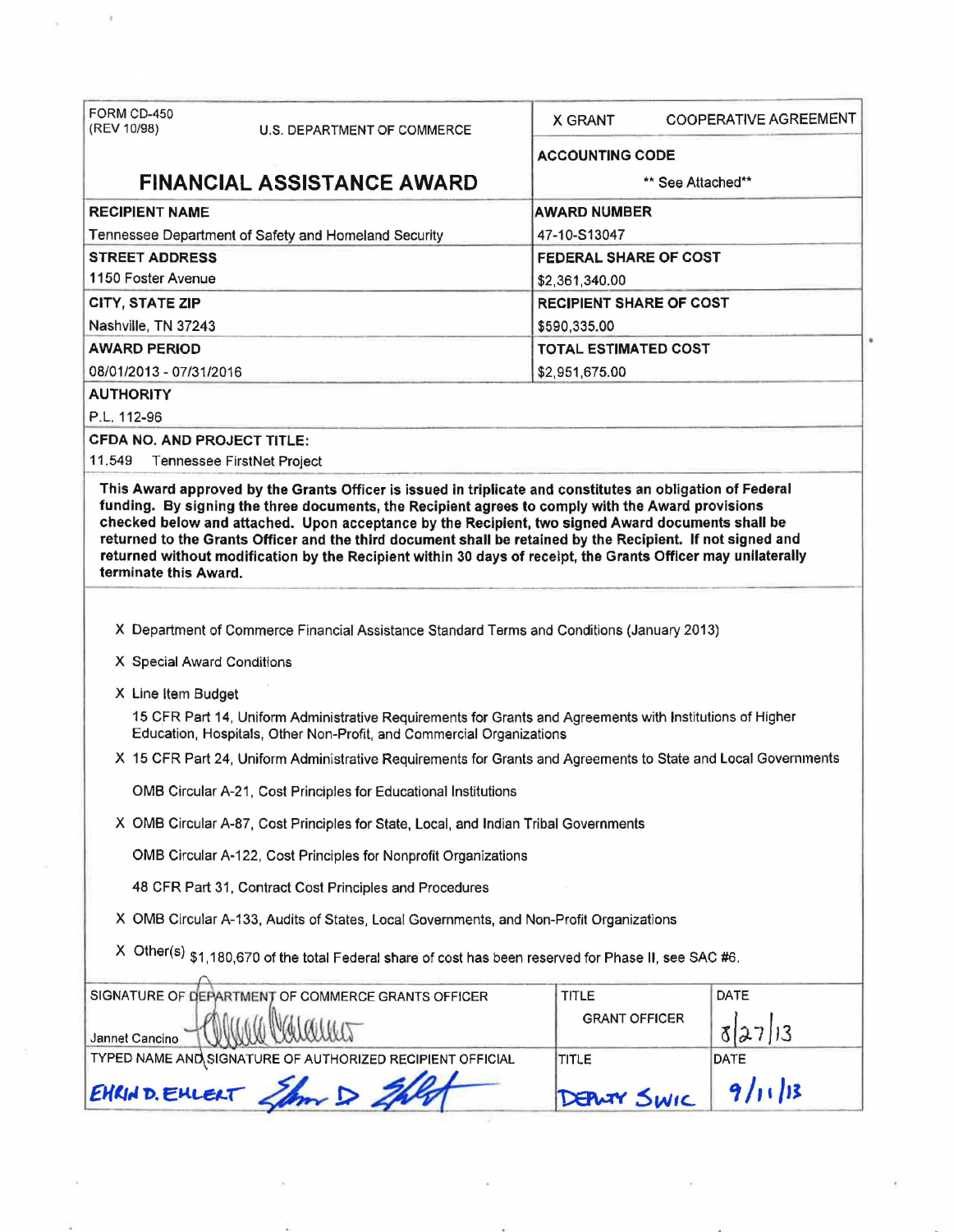| FORM CD-450 (REV 10/98) U.S. DEPARTMENT OF COMMERCE | X GRANT COOPERATIVE AGREEMENT |
|---|---|
| **FINANCIAL ASSISTANCE AWARD** | **ACCOUNTING CODE** ** See Attached** |
| **RECIPIENT NAME** Tennessee Department of Safety and Homeland Security | **AWARD NUMBER** 47-10-S13047 |
| **STREET ADDRESS** 1150 Foster Avenue | **FEDERAL SHARE OF COST** $2,361,340.00 |
| **CITY, STATE ZIP** Nashville, TN 37243 | **RECIPIENT SHARE OF COST** $590,335.00 |
| **AWARD PERIOD** 08/01/2013 - 07/31/2016 | **TOTAL ESTIMATED COST** $2,951,675.00 |

**AUTHORITY**
P.L. 112-96

**CFDA NO. AND PROJECT TITLE:**
11.549 Tennessee FirstNet Project

**This Award approved by the Grants Officer is issued in triplicate and constitutes an obligation of Federal funding. By signing the three documents, the Recipient agrees to comply with the Award provisions checked below and attached. Upon acceptance by the Recipient, two signed Award documents shall be returned to the Grants Officer and the third document shall be retained by the Recipient. If not signed and returned without modification by the Recipient within 30 days of receipt, the Grants Officer may unilaterally terminate this Award.**

X Department of Commerce Financial Assistance Standard Terms and Conditions (January 2013)

X Special Award Conditions

X Line Item Budget

15 CFR Part 14, Uniform Administrative Requirements for Grants and Agreements with Institutions of Higher Education, Hospitals, Other Non-Profit, and Commercial Organizations

X 15 CFR Part 24, Uniform Administrative Requirements for Grants and Agreements to State and Local Governments

OMB Circular A-21, Cost Principles for Educational Institutions

X OMB Circular A-87, Cost Principles for State, Local, and Indian Tribal Governments

OMB Circular A-122, Cost Principles for Nonprofit Organizations

48 CFR Part 31, Contract Cost Principles and Procedures

X OMB Circular A-133, Audits of States, Local Governments, and Non-Profit Organizations

X Other(s) $1,180,670 of the total Federal share of cost has been reserved for Phase II, see SAC #6.

| SIGNATURE OF DEPARTMENT OF COMMERCE GRANTS OFFICER | TITLE | DATE |
|---|---|---|
| Jannet Cancino [signature] | GRANT OFFICER | 8/27/13 |
| **TYPED NAME AND SIGNATURE OF AUTHORIZED RECIPIENT OFFICIAL** | **TITLE** | **DATE** |
| EHRIN D. EHLERT [signature] | DEPUTY SWIC | 9/11/13 |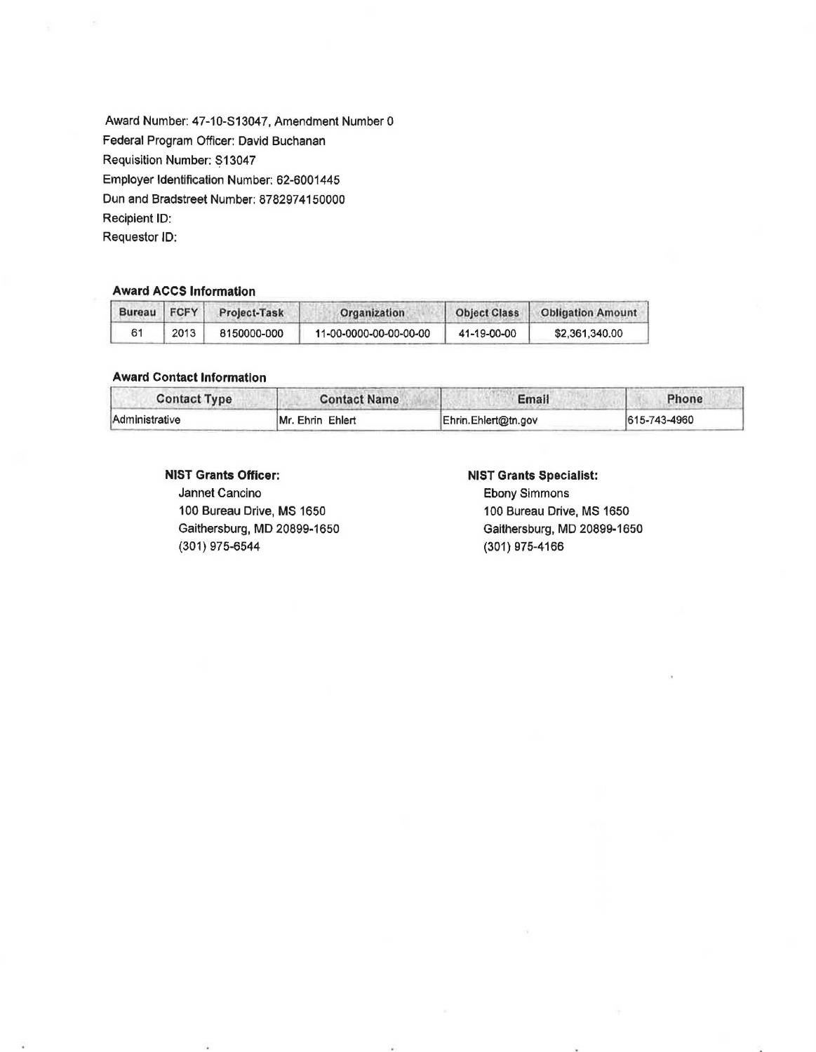Award Number: 47-10-S13047, Amendment Number 0
Federal Program Officer: David Buchanan
Requisition Number: S13047
Employer Identification Number: 62-6001445
Dun and Bradstreet Number: 8782974150000
Recipient ID:
Requestor ID:

**Award ACCS Information**

| Bureau | FCFY | Project-Task | Organization | Object Class | Obligation Amount |
|---|---|---|---|---|---|
| 61 | 2013 | 8150000-000 | 11-00-0000-00-00-00-00 | 41-19-00-00 | $2,361,340.00 |

**Award Contact Information**

| Contact Type | Contact Name | Email | Phone |
|---|---|---|---|
| Administrative | Mr. Ehrin Ehlert | Ehrin.Ehlert@tn.gov | 615-743-4960 |

**NIST Grants Officer:**
Jannet Cancino
100 Bureau Drive, MS 1650
Gaithersburg, MD 20899-1650
(301) 975-6544

**NIST Grants Specialist:**
Ebony Simmons
100 Bureau Drive, MS 1650
Gaithersburg, MD 20899-1650
(301) 975-4166